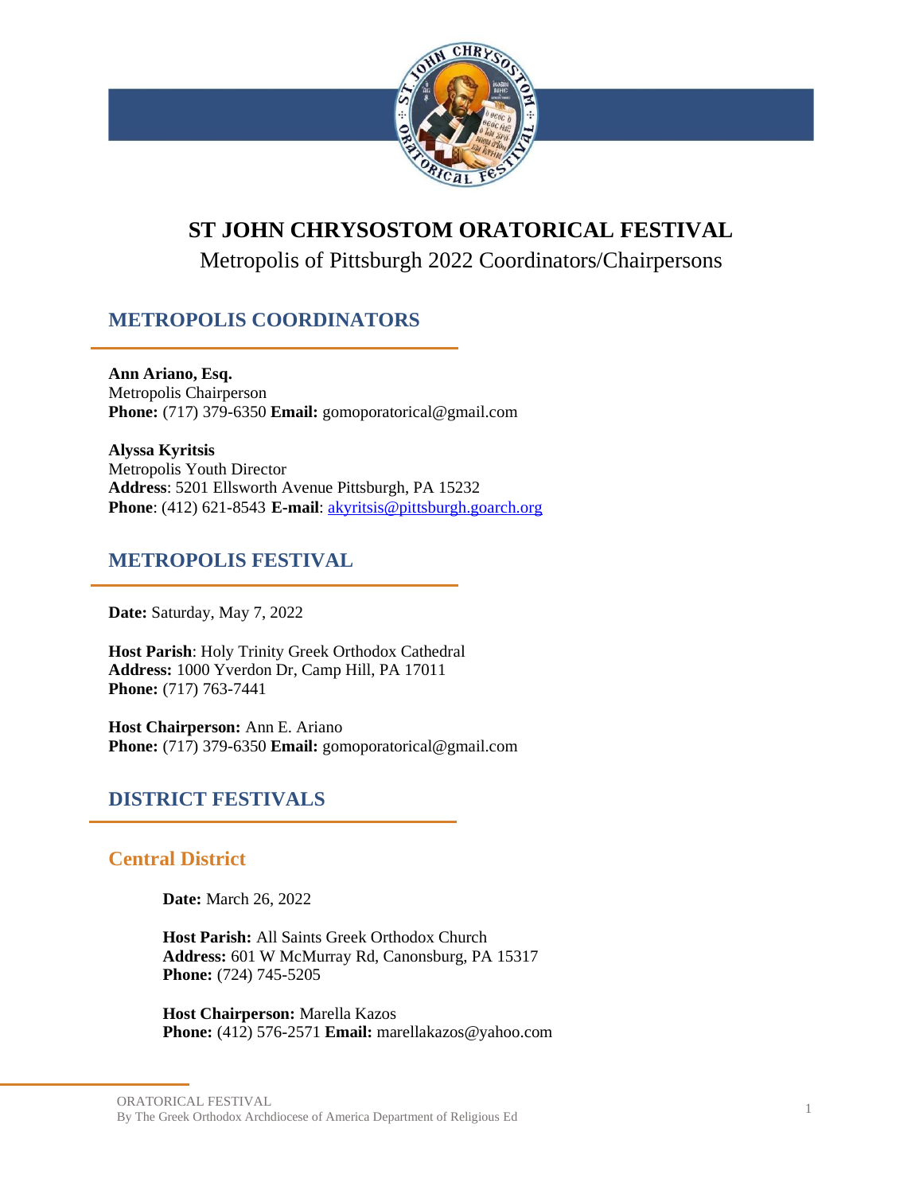# ST JOHN CHRYSOSTOM ORATORICAL FESTIVAL

Metropolis of Pittsburgh 2022 Coordinators/Chairpersons

## METROPOLIS COORDINATORS

**Ann Ariano, Esq.**
Metropolis Chairperson
**Phone:** (717) 379-6350 **Email:** gomoporatorical@gmail.com

**Alyssa Kyritsis**
Metropolis Youth Director
**Address**: 5201 Ellsworth Avenue Pittsburgh, PA 15232
**Phone**: (412) 621-8543 **E-mail**: akyritsis@pittsburgh.goarch.org

## METROPOLIS FESTIVAL

**Date:** Saturday, May 7, 2022

**Host Parish**: Holy Trinity Greek Orthodox Cathedral
**Address:** 1000 Yverdon Dr, Camp Hill, PA 17011
**Phone:** (717) 763-7441

**Host Chairperson:** Ann E. Ariano
**Phone:** (717) 379-6350 **Email:** gomoporatorical@gmail.com

## DISTRICT FESTIVALS

### Central District

**Date:** March 26, 2022

**Host Parish:** All Saints Greek Orthodox Church
**Address:** 601 W McMurray Rd, Canonsburg, PA 15317
**Phone:** (724) 745-5205

**Host Chairperson:** Marella Kazos
**Phone:** (412) 576-2571 **Email:** marellakazos@yahoo.com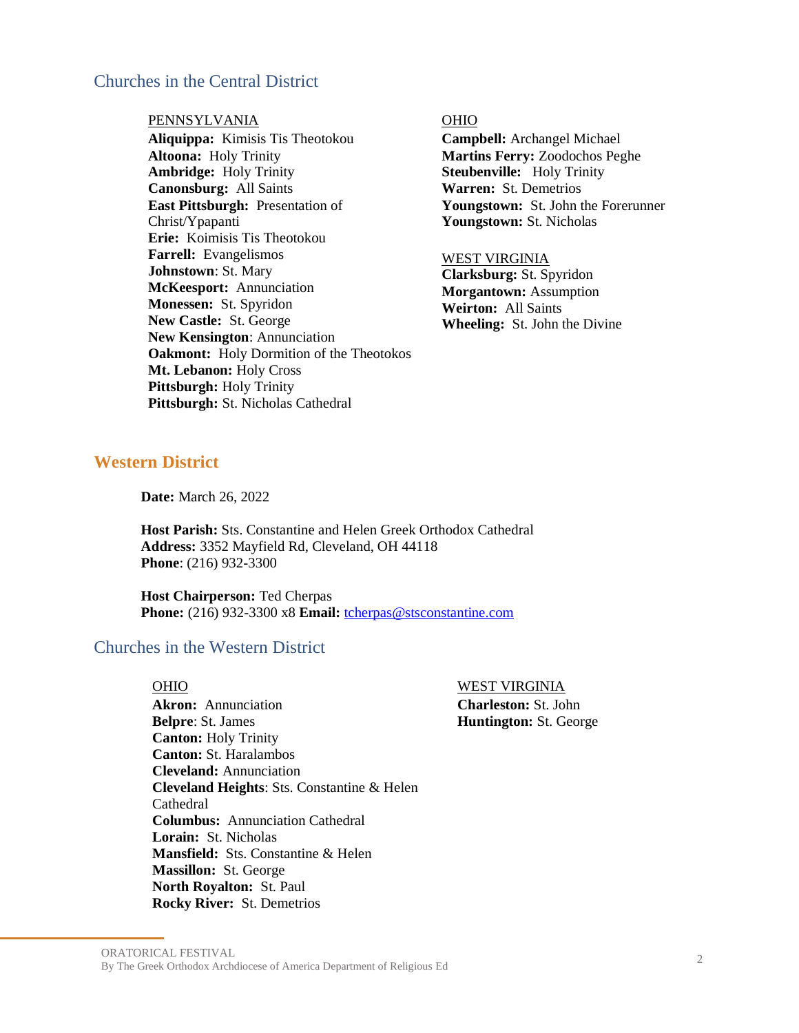## Churches in the Central District

PENNSYLVANIA

**Aliquippa:** Kimisis Tis Theotokou
**Altoona:** Holy Trinity
**Ambridge:** Holy Trinity
**Canonsburg:** All Saints
**East Pittsburgh:** Presentation of Christ/Ypapanti
**Erie:** Koimisis Tis Theotokou
**Farrell:** Evangelismos
**Johnstown**: St. Mary
**McKeesport:** Annunciation
**Monessen:** St. Spyridon
**New Castle:** St. George
**New Kensington**: Annunciation
**Oakmont:** Holy Dormition of the Theotokos
**Mt. Lebanon:** Holy Cross
**Pittsburgh:** Holy Trinity
**Pittsburgh:** St. Nicholas Cathedral

OHIO

**Campbell:** Archangel Michael
**Martins Ferry:** Zoodochos Peghe
**Steubenville:** Holy Trinity
**Warren:** St. Demetrios
**Youngstown:** St. John the Forerunner
**Youngstown:** St. Nicholas

WEST VIRGINIA

**Clarksburg:** St. Spyridon
**Morgantown:** Assumption
**Weirton:** All Saints
**Wheeling:** St. John the Divine

## Western District

**Date:** March 26, 2022

**Host Parish:** Sts. Constantine and Helen Greek Orthodox Cathedral
**Address:** 3352 Mayfield Rd, Cleveland, OH 44118
**Phone**: (216) 932-3300

**Host Chairperson:** Ted Cherpas
**Phone:** (216) 932-3300 x8 **Email:** tcherpas@stsconstantine.com

## Churches in the Western District

OHIO

**Akron:** Annunciation
**Belpre**: St. James
**Canton:** Holy Trinity
**Canton:** St. Haralambos
**Cleveland:** Annunciation
**Cleveland Heights**: Sts. Constantine & Helen Cathedral
**Columbus:** Annunciation Cathedral
**Lorain:** St. Nicholas
**Mansfield:** Sts. Constantine & Helen
**Massillon:** St. George
**North Royalton:** St. Paul
**Rocky River:** St. Demetrios

WEST VIRGINIA

**Charleston:** St. John
**Huntington:** St. George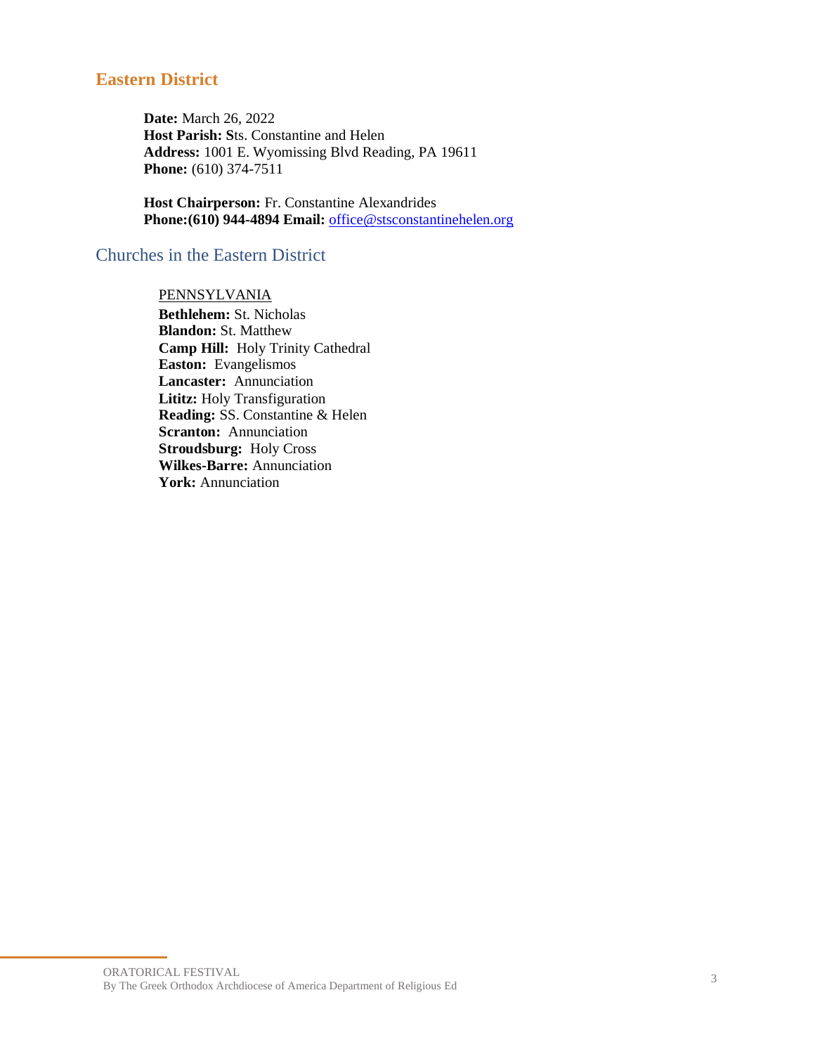## Eastern District

**Date:** March 26, 2022
**Host Parish: S**ts. Constantine and Helen
**Address:** 1001 E. Wyomissing Blvd Reading, PA 19611
**Phone:** (610) 374-7511

**Host Chairperson:** Fr. Constantine Alexandrides
**Phone:(610) 944-4894 Email:** office@stsconstantinehelen.org

### Churches in the Eastern District

PENNSYLVANIA
**Bethlehem:** St. Nicholas
**Blandon:** St. Matthew
**Camp Hill:** Holy Trinity Cathedral
**Easton:** Evangelismos
**Lancaster:** Annunciation
**Lititz:** Holy Transfiguration
**Reading:** SS. Constantine & Helen
**Scranton:** Annunciation
**Stroudsburg:** Holy Cross
**Wilkes-Barre:** Annunciation
**York:** Annunciation